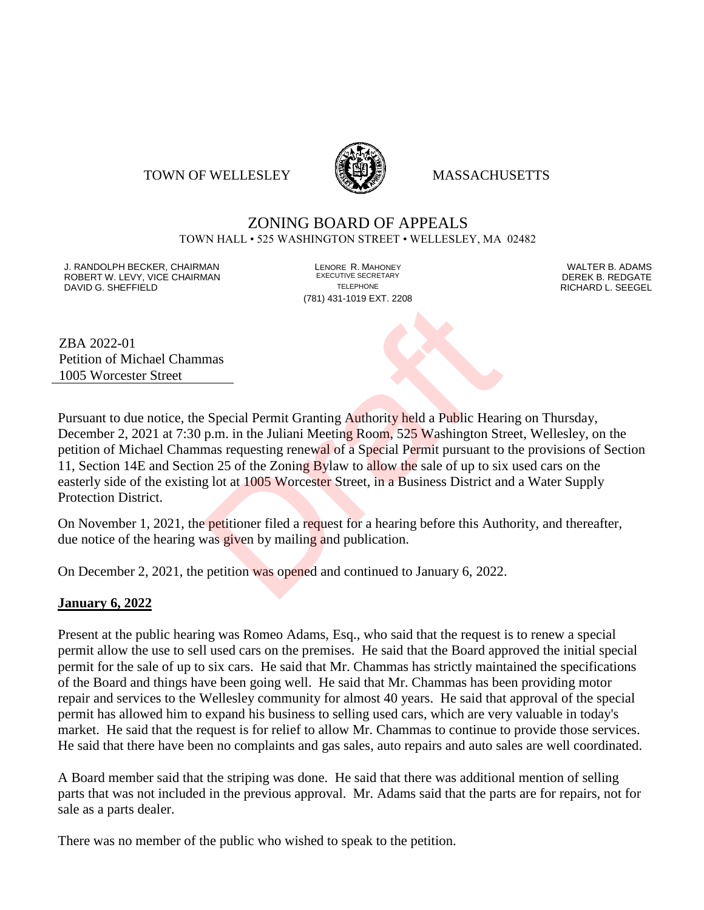TOWN OF WELLESLEY MASSACHUSETTS

# ZONING BOARD OF APPEALS

TOWN HALL • 525 WASHINGTON STREET • WELLESLEY, MA 02482

J. RANDOLPH BECKER, CHAIRMAN
ROBERT W. LEVY, VICE CHAIRMAN
DAVID G. SHEFFIELD

LENORE R. MAHONEY
EXECUTIVE SECRETARY
TELEPHONE
(781) 431-1019 EXT. 2208

WALTER B. ADAMS
DEREK B. REDGATE
RICHARD L. SEEGEL

Draft

ZBA 2022-01
Petition of Michael Chammas
1005 Worcester Street

Pursuant to due notice, the Special Permit Granting Authority held a Public Hearing on Thursday, December 2, 2021 at 7:30 p.m. in the Juliani Meeting Room, 525 Washington Street, Wellesley, on the petition of Michael Chammas requesting renewal of a Special Permit pursuant to the provisions of Section 11, Section 14E and Section 25 of the Zoning Bylaw to allow the sale of up to six used cars on the easterly side of the existing lot at 1005 Worcester Street, in a Business District and a Water Supply Protection District.

On November 1, 2021, the petitioner filed a request for a hearing before this Authority, and thereafter, due notice of the hearing was given by mailing and publication.

On December 2, 2021, the petition was opened and continued to January 6, 2022.

**January 6, 2022**

Present at the public hearing was Romeo Adams, Esq., who said that the request is to renew a special permit allow the use to sell used cars on the premises. He said that the Board approved the initial special permit for the sale of up to six cars. He said that Mr. Chammas has strictly maintained the specifications of the Board and things have been going well. He said that Mr. Chammas has been providing motor repair and services to the Wellesley community for almost 40 years. He said that approval of the special permit has allowed him to expand his business to selling used cars, which are very valuable in today's market. He said that the request is for relief to allow Mr. Chammas to continue to provide those services. He said that there have been no complaints and gas sales, auto repairs and auto sales are well coordinated.

A Board member said that the striping was done. He said that there was additional mention of selling parts that was not included in the previous approval. Mr. Adams said that the parts are for repairs, not for sale as a parts dealer.

There was no member of the public who wished to speak to the petition.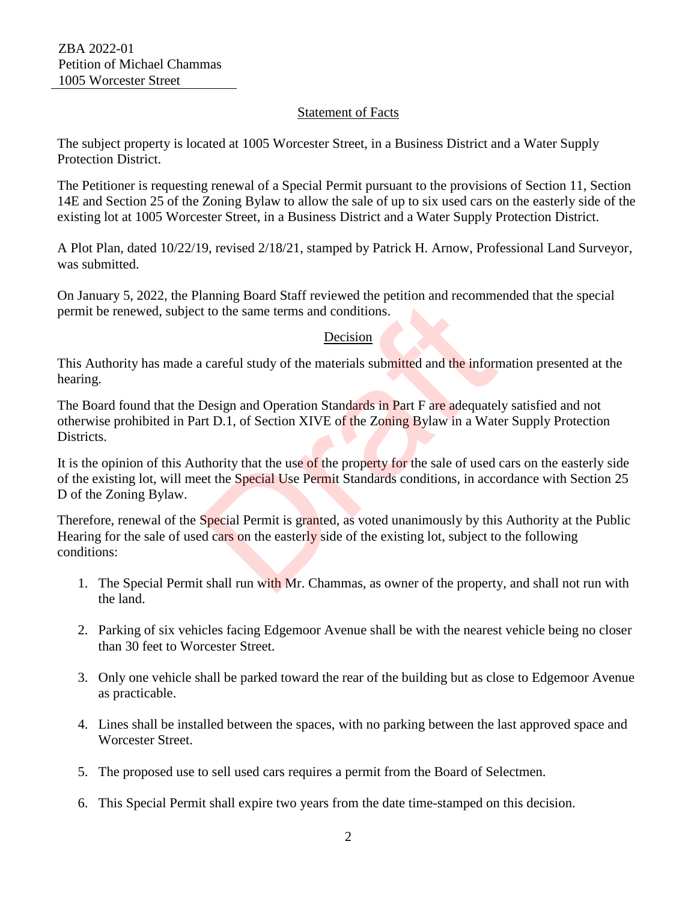ZBA 2022-01
Petition of Michael Chammas
1005 Worcester Street

## Statement of Facts

The subject property is located at 1005 Worcester Street, in a Business District and a Water Supply Protection District.

The Petitioner is requesting renewal of a Special Permit pursuant to the provisions of Section 11, Section 14E and Section 25 of the Zoning Bylaw to allow the sale of up to six used cars on the easterly side of the existing lot at 1005 Worcester Street, in a Business District and a Water Supply Protection District.

A Plot Plan, dated 10/22/19, revised 2/18/21, stamped by Patrick H. Arnow, Professional Land Surveyor, was submitted.

On January 5, 2022, the Planning Board Staff reviewed the petition and recommended that the special permit be renewed, subject to the same terms and conditions.

## Decision

This Authority has made a careful study of the materials submitted and the information presented at the hearing.

The Board found that the Design and Operation Standards in Part F are adequately satisfied and not otherwise prohibited in Part D.1, of Section XIVE of the Zoning Bylaw in a Water Supply Protection Districts.

It is the opinion of this Authority that the use of the property for the sale of used cars on the easterly side of the existing lot, will meet the Special Use Permit Standards conditions, in accordance with Section 25 D of the Zoning Bylaw.

Therefore, renewal of the Special Permit is granted, as voted unanimously by this Authority at the Public Hearing for the sale of used cars on the easterly side of the existing lot, subject to the following conditions:

1. The Special Permit shall run with Mr. Chammas, as owner of the property, and shall not run with the land.
2. Parking of six vehicles facing Edgemoor Avenue shall be with the nearest vehicle being no closer than 30 feet to Worcester Street.
3. Only one vehicle shall be parked toward the rear of the building but as close to Edgemoor Avenue as practicable.
4. Lines shall be installed between the spaces, with no parking between the last approved space and Worcester Street.
5. The proposed use to sell used cars requires a permit from the Board of Selectmen.
6. This Special Permit shall expire two years from the date time-stamped on this decision.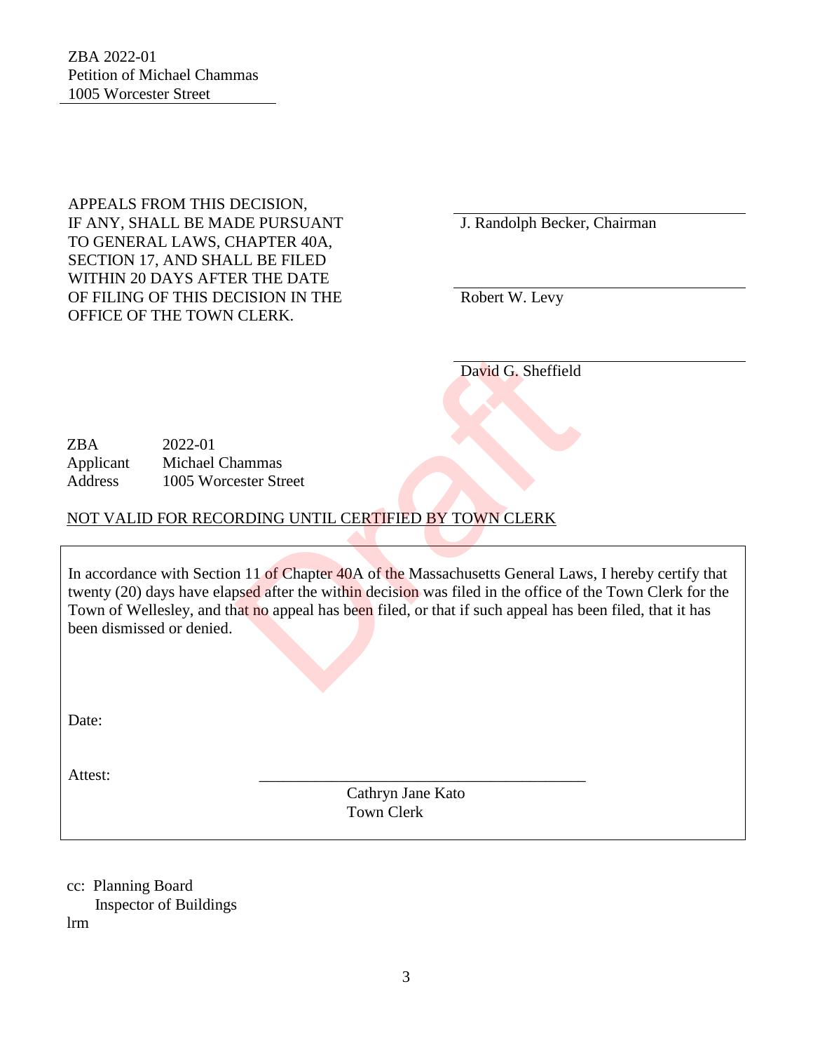ZBA 2022-01
Petition of Michael Chammas
1005 Worcester Street

APPEALS FROM THIS DECISION, IF ANY, SHALL BE MADE PURSUANT TO GENERAL LAWS, CHAPTER 40A, SECTION 17, AND SHALL BE FILED WITHIN 20 DAYS AFTER THE DATE OF FILING OF THIS DECISION IN THE OFFICE OF THE TOWN CLERK.

J. Randolph Becker, Chairman

Robert W. Levy

David G. Sheffield

Draft

| | |
|---|---|
| ZBA | 2022-01 |
| Applicant | Michael Chammas |
| Address | 1005 Worcester Street |

NOT VALID FOR RECORDING UNTIL CERTIFIED BY TOWN CLERK

In accordance with Section 11 of Chapter 40A of the Massachusetts General Laws, I hereby certify that twenty (20) days have elapsed after the within decision was filed in the office of the Town Clerk for the Town of Wellesley, and that no appeal has been filed, or that if such appeal has been filed, that it has been dismissed or denied.

Date:

Attest: ________________________________________

Cathryn Jane Kato
Town Clerk

cc: Planning Board
Inspector of Buildings
lrm